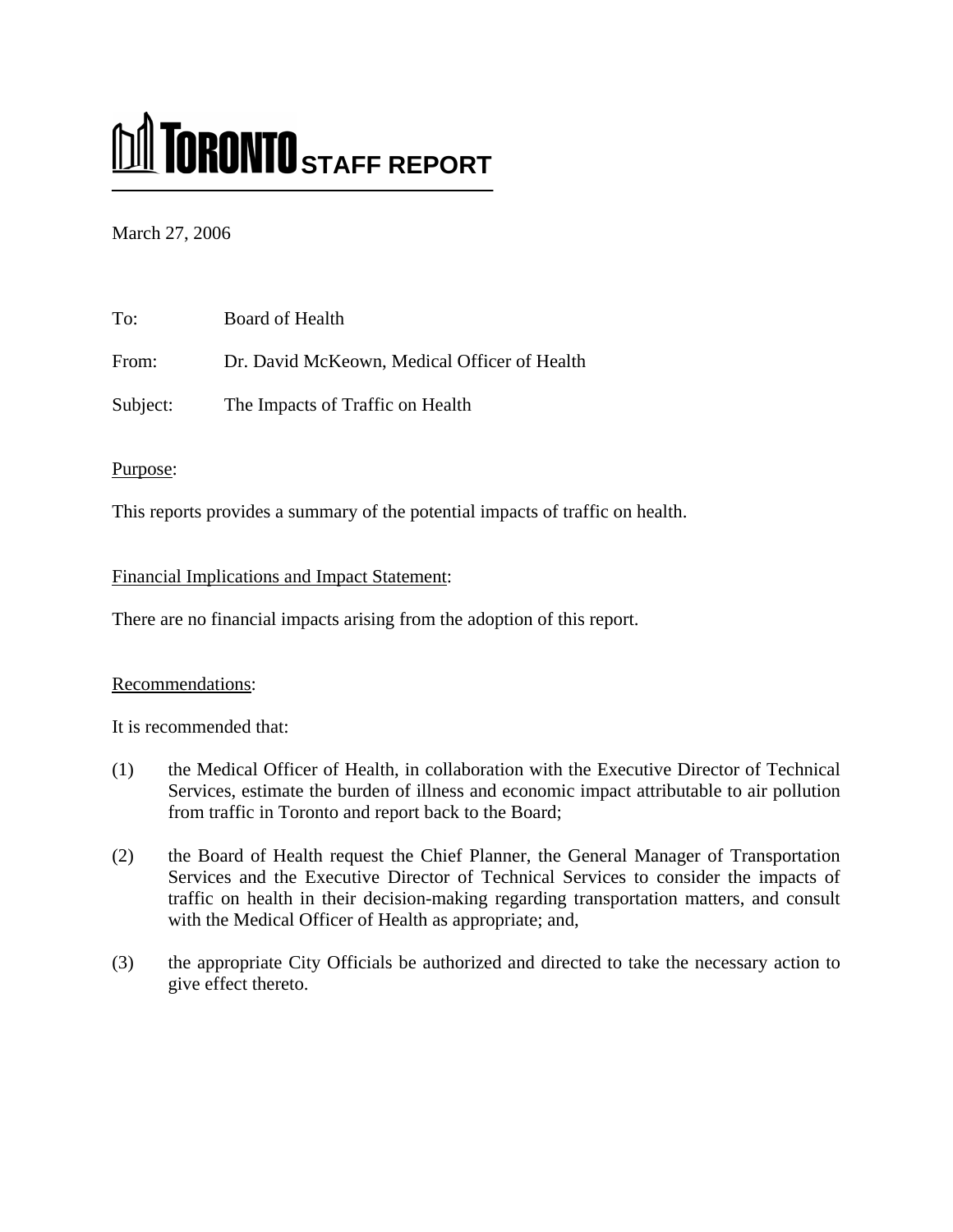# TORONTO STAFF REPORT

March 27, 2006

To: Board of Health

From: Dr. David McKeown, Medical Officer of Health

Subject: The Impacts of Traffic on Health

Purpose:

This reports provides a summary of the potential impacts of traffic on health.

Financial Implications and Impact Statement:

There are no financial impacts arising from the adoption of this report.

Recommendations:

It is recommended that:

(1) the Medical Officer of Health, in collaboration with the Executive Director of Technical Services, estimate the burden of illness and economic impact attributable to air pollution from traffic in Toronto and report back to the Board;

(2) the Board of Health request the Chief Planner, the General Manager of Transportation Services and the Executive Director of Technical Services to consider the impacts of traffic on health in their decision-making regarding transportation matters, and consult with the Medical Officer of Health as appropriate; and,

(3) the appropriate City Officials be authorized and directed to take the necessary action to give effect thereto.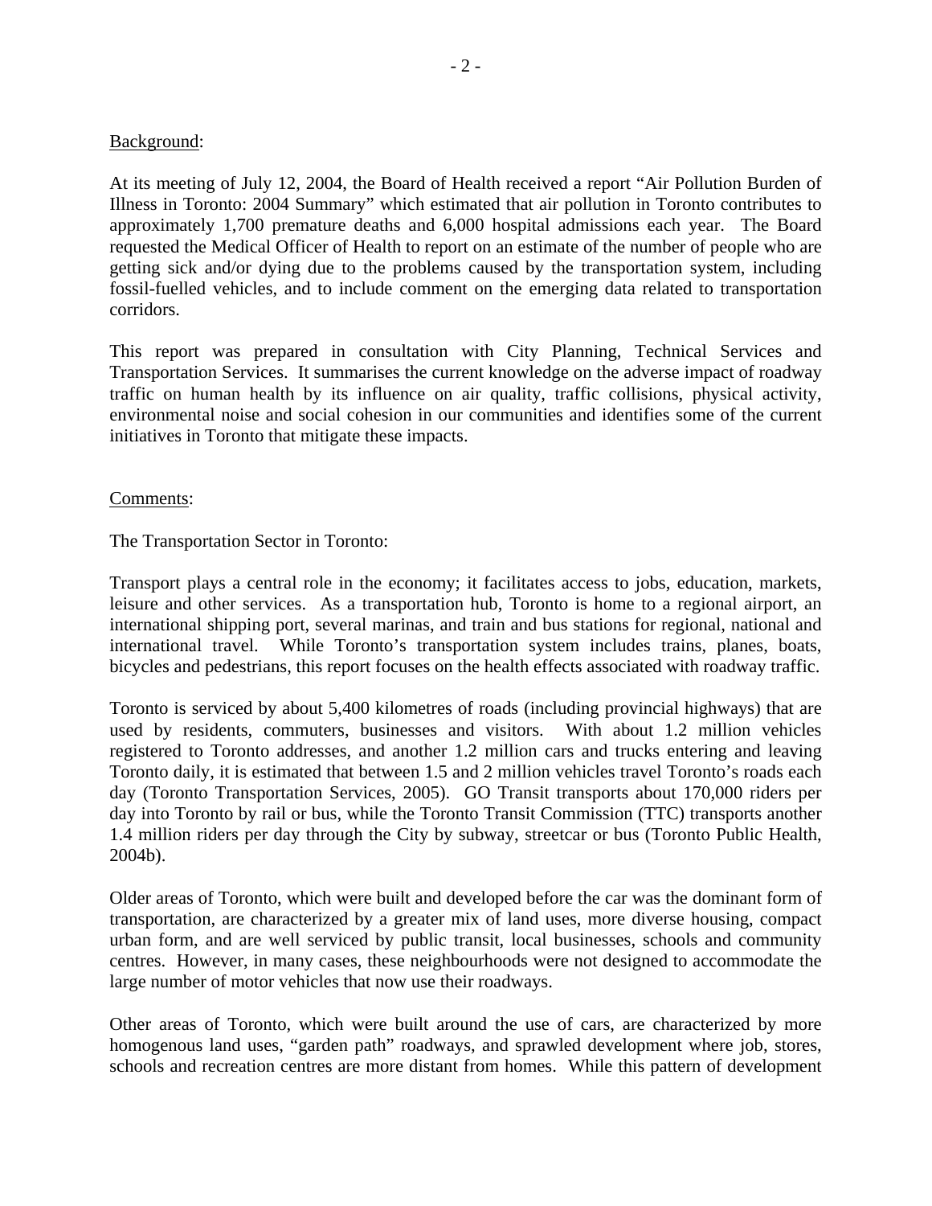Background:

At its meeting of July 12, 2004, the Board of Health received a report "Air Pollution Burden of Illness in Toronto: 2004 Summary" which estimated that air pollution in Toronto contributes to approximately 1,700 premature deaths and 6,000 hospital admissions each year. The Board requested the Medical Officer of Health to report on an estimate of the number of people who are getting sick and/or dying due to the problems caused by the transportation system, including fossil-fuelled vehicles, and to include comment on the emerging data related to transportation corridors.

This report was prepared in consultation with City Planning, Technical Services and Transportation Services. It summarises the current knowledge on the adverse impact of roadway traffic on human health by its influence on air quality, traffic collisions, physical activity, environmental noise and social cohesion in our communities and identifies some of the current initiatives in Toronto that mitigate these impacts.

Comments:

The Transportation Sector in Toronto:

Transport plays a central role in the economy; it facilitates access to jobs, education, markets, leisure and other services. As a transportation hub, Toronto is home to a regional airport, an international shipping port, several marinas, and train and bus stations for regional, national and international travel. While Toronto's transportation system includes trains, planes, boats, bicycles and pedestrians, this report focuses on the health effects associated with roadway traffic.

Toronto is serviced by about 5,400 kilometres of roads (including provincial highways) that are used by residents, commuters, businesses and visitors. With about 1.2 million vehicles registered to Toronto addresses, and another 1.2 million cars and trucks entering and leaving Toronto daily, it is estimated that between 1.5 and 2 million vehicles travel Toronto's roads each day (Toronto Transportation Services, 2005). GO Transit transports about 170,000 riders per day into Toronto by rail or bus, while the Toronto Transit Commission (TTC) transports another 1.4 million riders per day through the City by subway, streetcar or bus (Toronto Public Health, 2004b).

Older areas of Toronto, which were built and developed before the car was the dominant form of transportation, are characterized by a greater mix of land uses, more diverse housing, compact urban form, and are well serviced by public transit, local businesses, schools and community centres. However, in many cases, these neighbourhoods were not designed to accommodate the large number of motor vehicles that now use their roadways.

Other areas of Toronto, which were built around the use of cars, are characterized by more homogenous land uses, "garden path" roadways, and sprawled development where job, stores, schools and recreation centres are more distant from homes. While this pattern of development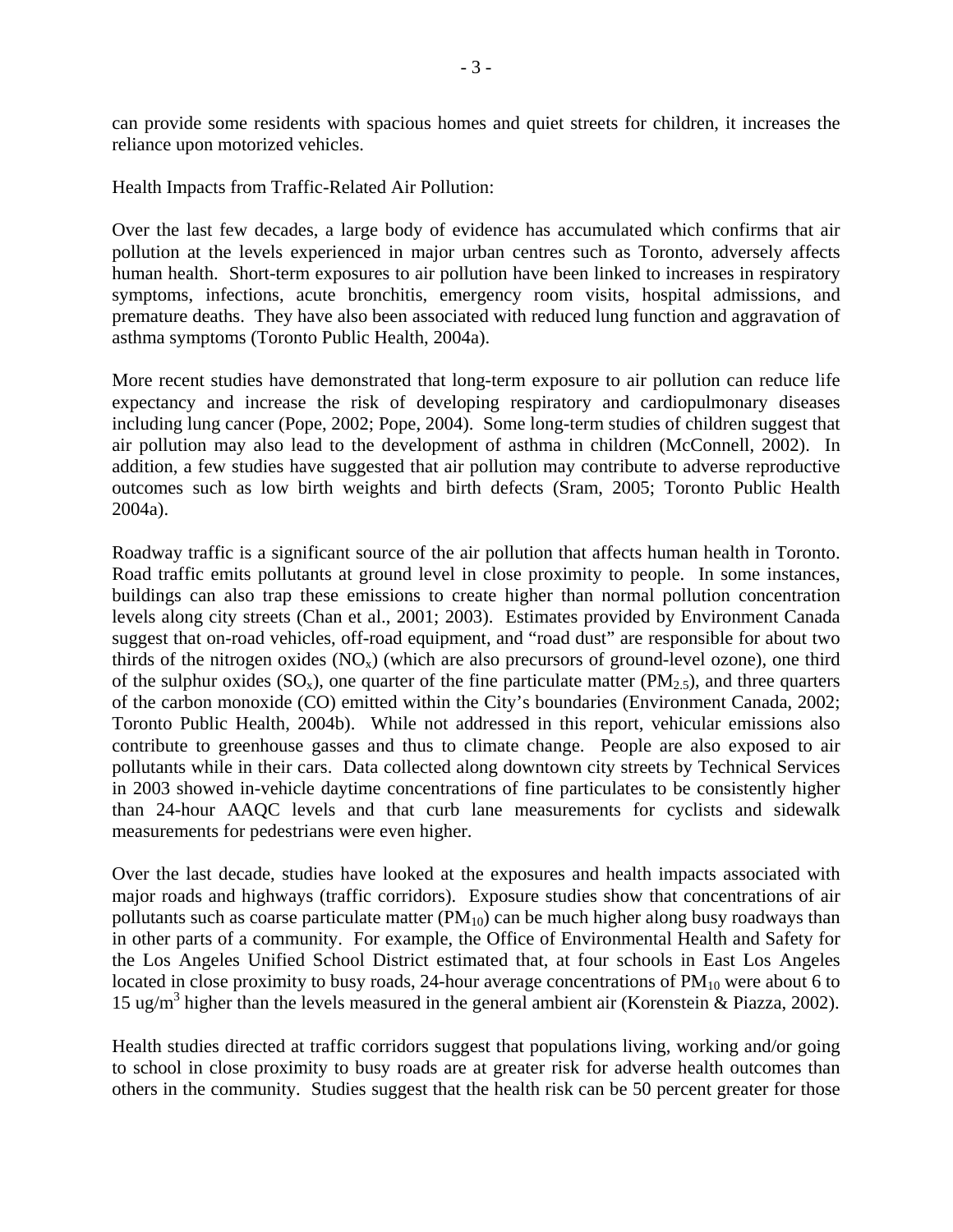can provide some residents with spacious homes and quiet streets for children, it increases the reliance upon motorized vehicles.

Health Impacts from Traffic-Related Air Pollution:

Over the last few decades, a large body of evidence has accumulated which confirms that air pollution at the levels experienced in major urban centres such as Toronto, adversely affects human health. Short-term exposures to air pollution have been linked to increases in respiratory symptoms, infections, acute bronchitis, emergency room visits, hospital admissions, and premature deaths. They have also been associated with reduced lung function and aggravation of asthma symptoms (Toronto Public Health, 2004a).

More recent studies have demonstrated that long-term exposure to air pollution can reduce life expectancy and increase the risk of developing respiratory and cardiopulmonary diseases including lung cancer (Pope, 2002; Pope, 2004). Some long-term studies of children suggest that air pollution may also lead to the development of asthma in children (McConnell, 2002). In addition, a few studies have suggested that air pollution may contribute to adverse reproductive outcomes such as low birth weights and birth defects (Sram, 2005; Toronto Public Health 2004a).

Roadway traffic is a significant source of the air pollution that affects human health in Toronto. Road traffic emits pollutants at ground level in close proximity to people. In some instances, buildings can also trap these emissions to create higher than normal pollution concentration levels along city streets (Chan et al., 2001; 2003). Estimates provided by Environment Canada suggest that on-road vehicles, off-road equipment, and "road dust" are responsible for about two thirds of the nitrogen oxides ($NO_x$) (which are also precursors of ground-level ozone), one third of the sulphur oxides ($SO_x$), one quarter of the fine particulate matter ($PM_{2.5}$), and three quarters of the carbon monoxide (CO) emitted within the City's boundaries (Environment Canada, 2002; Toronto Public Health, 2004b). While not addressed in this report, vehicular emissions also contribute to greenhouse gasses and thus to climate change. People are also exposed to air pollutants while in their cars. Data collected along downtown city streets by Technical Services in 2003 showed in-vehicle daytime concentrations of fine particulates to be consistently higher than 24-hour AAQC levels and that curb lane measurements for cyclists and sidewalk measurements for pedestrians were even higher.

Over the last decade, studies have looked at the exposures and health impacts associated with major roads and highways (traffic corridors). Exposure studies show that concentrations of air pollutants such as coarse particulate matter ($PM_{10}$) can be much higher along busy roadways than in other parts of a community. For example, the Office of Environmental Health and Safety for the Los Angeles Unified School District estimated that, at four schools in East Los Angeles located in close proximity to busy roads, 24-hour average concentrations of $PM_{10}$ were about 6 to 15 ug/$m^3$ higher than the levels measured in the general ambient air (Korenstein & Piazza, 2002).

Health studies directed at traffic corridors suggest that populations living, working and/or going to school in close proximity to busy roads are at greater risk for adverse health outcomes than others in the community. Studies suggest that the health risk can be 50 percent greater for those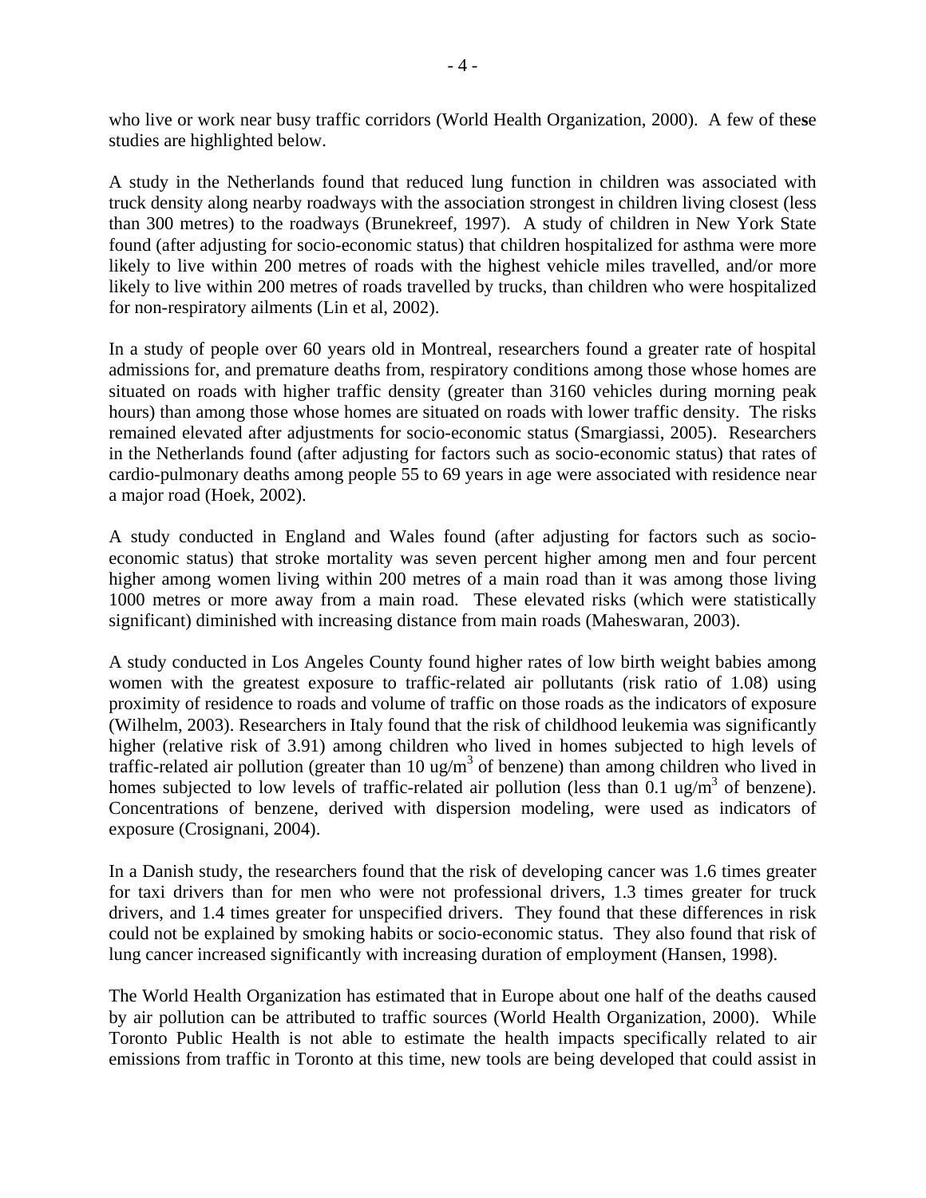who live or work near busy traffic corridors (World Health Organization, 2000). A few of these studies are highlighted below.

A study in the Netherlands found that reduced lung function in children was associated with truck density along nearby roadways with the association strongest in children living closest (less than 300 metres) to the roadways (Brunekreef, 1997). A study of children in New York State found (after adjusting for socio-economic status) that children hospitalized for asthma were more likely to live within 200 metres of roads with the highest vehicle miles travelled, and/or more likely to live within 200 metres of roads travelled by trucks, than children who were hospitalized for non-respiratory ailments (Lin et al, 2002).

In a study of people over 60 years old in Montreal, researchers found a greater rate of hospital admissions for, and premature deaths from, respiratory conditions among those whose homes are situated on roads with higher traffic density (greater than 3160 vehicles during morning peak hours) than among those whose homes are situated on roads with lower traffic density. The risks remained elevated after adjustments for socio-economic status (Smargiassi, 2005). Researchers in the Netherlands found (after adjusting for factors such as socio-economic status) that rates of cardio-pulmonary deaths among people 55 to 69 years in age were associated with residence near a major road (Hoek, 2002).

A study conducted in England and Wales found (after adjusting for factors such as socio-economic status) that stroke mortality was seven percent higher among men and four percent higher among women living within 200 metres of a main road than it was among those living 1000 metres or more away from a main road. These elevated risks (which were statistically significant) diminished with increasing distance from main roads (Maheswaran, 2003).

A study conducted in Los Angeles County found higher rates of low birth weight babies among women with the greatest exposure to traffic-related air pollutants (risk ratio of 1.08) using proximity of residence to roads and volume of traffic on those roads as the indicators of exposure (Wilhelm, 2003). Researchers in Italy found that the risk of childhood leukemia was significantly higher (relative risk of 3.91) among children who lived in homes subjected to high levels of traffic-related air pollution (greater than 10 $ug/m^3$ of benzene) than among children who lived in homes subjected to low levels of traffic-related air pollution (less than 0.1 $ug/m^3$ of benzene). Concentrations of benzene, derived with dispersion modeling, were used as indicators of exposure (Crosignani, 2004).

In a Danish study, the researchers found that the risk of developing cancer was 1.6 times greater for taxi drivers than for men who were not professional drivers, 1.3 times greater for truck drivers, and 1.4 times greater for unspecified drivers. They found that these differences in risk could not be explained by smoking habits or socio-economic status. They also found that risk of lung cancer increased significantly with increasing duration of employment (Hansen, 1998).

The World Health Organization has estimated that in Europe about one half of the deaths caused by air pollution can be attributed to traffic sources (World Health Organization, 2000). While Toronto Public Health is not able to estimate the health impacts specifically related to air emissions from traffic in Toronto at this time, new tools are being developed that could assist in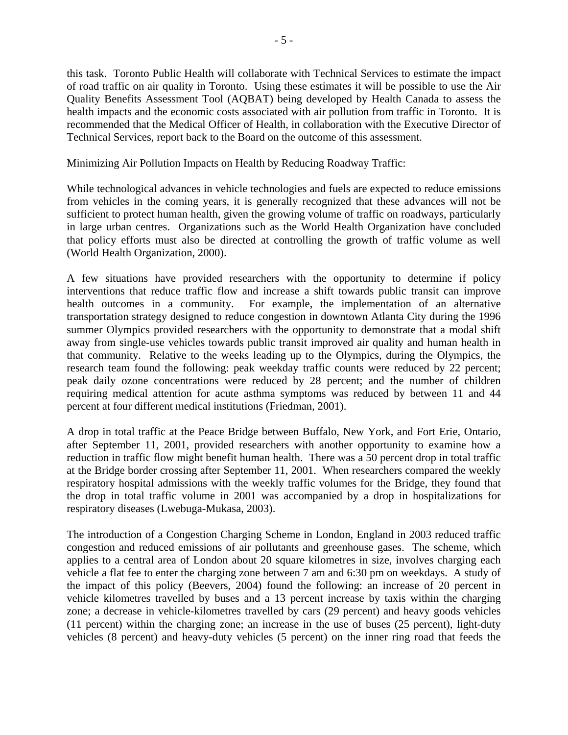this task. Toronto Public Health will collaborate with Technical Services to estimate the impact of road traffic on air quality in Toronto. Using these estimates it will be possible to use the Air Quality Benefits Assessment Tool (AQBAT) being developed by Health Canada to assess the health impacts and the economic costs associated with air pollution from traffic in Toronto. It is recommended that the Medical Officer of Health, in collaboration with the Executive Director of Technical Services, report back to the Board on the outcome of this assessment.

Minimizing Air Pollution Impacts on Health by Reducing Roadway Traffic:

While technological advances in vehicle technologies and fuels are expected to reduce emissions from vehicles in the coming years, it is generally recognized that these advances will not be sufficient to protect human health, given the growing volume of traffic on roadways, particularly in large urban centres. Organizations such as the World Health Organization have concluded that policy efforts must also be directed at controlling the growth of traffic volume as well (World Health Organization, 2000).

A few situations have provided researchers with the opportunity to determine if policy interventions that reduce traffic flow and increase a shift towards public transit can improve health outcomes in a community. For example, the implementation of an alternative transportation strategy designed to reduce congestion in downtown Atlanta City during the 1996 summer Olympics provided researchers with the opportunity to demonstrate that a modal shift away from single-use vehicles towards public transit improved air quality and human health in that community. Relative to the weeks leading up to the Olympics, during the Olympics, the research team found the following: peak weekday traffic counts were reduced by 22 percent; peak daily ozone concentrations were reduced by 28 percent; and the number of children requiring medical attention for acute asthma symptoms was reduced by between 11 and 44 percent at four different medical institutions (Friedman, 2001).

A drop in total traffic at the Peace Bridge between Buffalo, New York, and Fort Erie, Ontario, after September 11, 2001, provided researchers with another opportunity to examine how a reduction in traffic flow might benefit human health. There was a 50 percent drop in total traffic at the Bridge border crossing after September 11, 2001. When researchers compared the weekly respiratory hospital admissions with the weekly traffic volumes for the Bridge, they found that the drop in total traffic volume in 2001 was accompanied by a drop in hospitalizations for respiratory diseases (Lwebuga-Mukasa, 2003).

The introduction of a Congestion Charging Scheme in London, England in 2003 reduced traffic congestion and reduced emissions of air pollutants and greenhouse gases. The scheme, which applies to a central area of London about 20 square kilometres in size, involves charging each vehicle a flat fee to enter the charging zone between 7 am and 6:30 pm on weekdays. A study of the impact of this policy (Beevers, 2004) found the following: an increase of 20 percent in vehicle kilometres travelled by buses and a 13 percent increase by taxis within the charging zone; a decrease in vehicle-kilometres travelled by cars (29 percent) and heavy goods vehicles (11 percent) within the charging zone; an increase in the use of buses (25 percent), light-duty vehicles (8 percent) and heavy-duty vehicles (5 percent) on the inner ring road that feeds the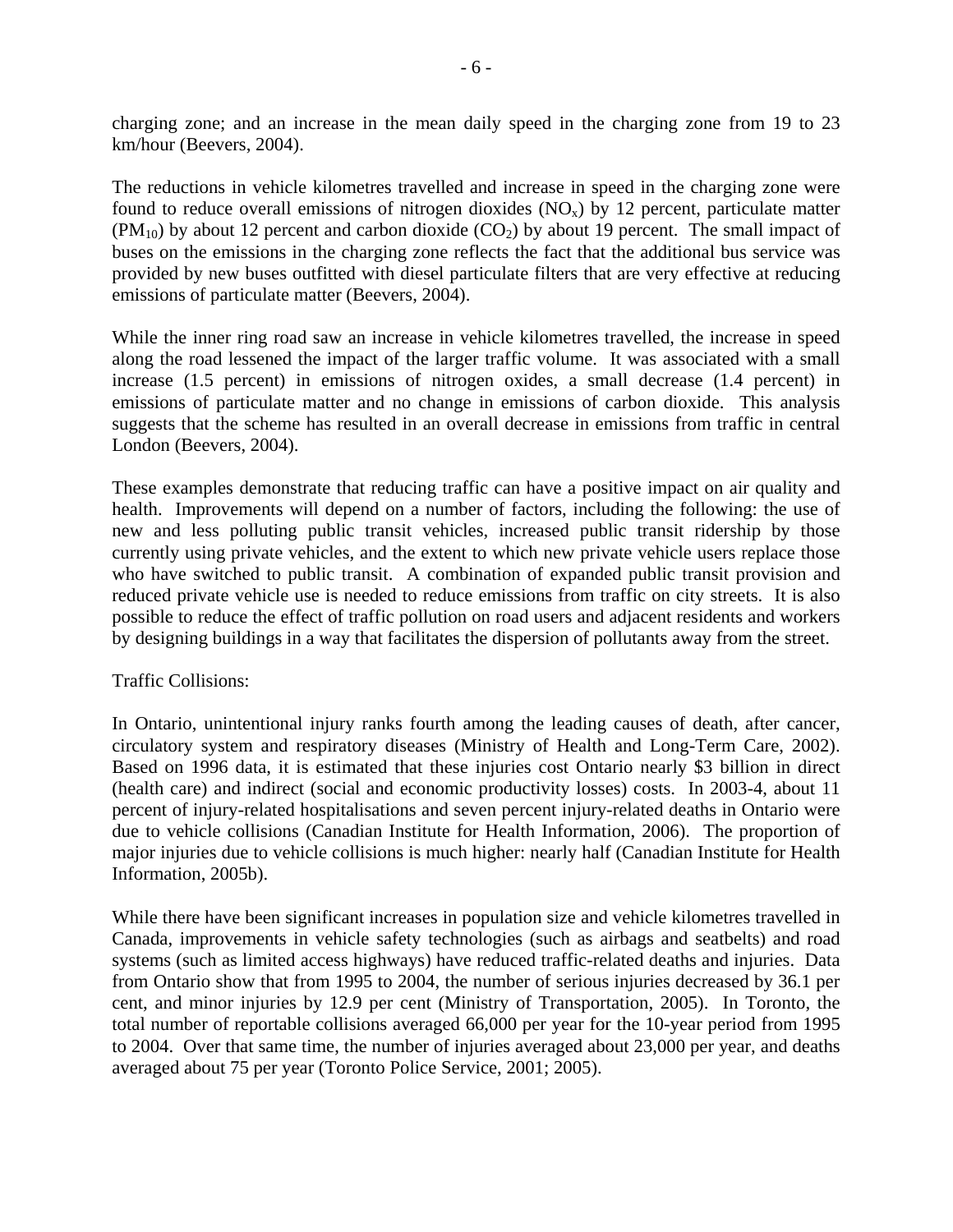charging zone; and an increase in the mean daily speed in the charging zone from 19 to 23 km/hour (Beevers, 2004).

The reductions in vehicle kilometres travelled and increase in speed in the charging zone were found to reduce overall emissions of nitrogen dioxides ($NO_x$) by 12 percent, particulate matter ($PM_{10}$) by about 12 percent and carbon dioxide ($CO_2$) by about 19 percent. The small impact of buses on the emissions in the charging zone reflects the fact that the additional bus service was provided by new buses outfitted with diesel particulate filters that are very effective at reducing emissions of particulate matter (Beevers, 2004).

While the inner ring road saw an increase in vehicle kilometres travelled, the increase in speed along the road lessened the impact of the larger traffic volume. It was associated with a small increase (1.5 percent) in emissions of nitrogen oxides, a small decrease (1.4 percent) in emissions of particulate matter and no change in emissions of carbon dioxide. This analysis suggests that the scheme has resulted in an overall decrease in emissions from traffic in central London (Beevers, 2004).

These examples demonstrate that reducing traffic can have a positive impact on air quality and health. Improvements will depend on a number of factors, including the following: the use of new and less polluting public transit vehicles, increased public transit ridership by those currently using private vehicles, and the extent to which new private vehicle users replace those who have switched to public transit. A combination of expanded public transit provision and reduced private vehicle use is needed to reduce emissions from traffic on city streets. It is also possible to reduce the effect of traffic pollution on road users and adjacent residents and workers by designing buildings in a way that facilitates the dispersion of pollutants away from the street.

Traffic Collisions:

In Ontario, unintentional injury ranks fourth among the leading causes of death, after cancer, circulatory system and respiratory diseases (Ministry of Health and Long-Term Care, 2002). Based on 1996 data, it is estimated that these injuries cost Ontario nearly $3 billion in direct (health care) and indirect (social and economic productivity losses) costs. In 2003-4, about 11 percent of injury-related hospitalisations and seven percent injury-related deaths in Ontario were due to vehicle collisions (Canadian Institute for Health Information, 2006). The proportion of major injuries due to vehicle collisions is much higher: nearly half (Canadian Institute for Health Information, 2005b).

While there have been significant increases in population size and vehicle kilometres travelled in Canada, improvements in vehicle safety technologies (such as airbags and seatbelts) and road systems (such as limited access highways) have reduced traffic-related deaths and injuries. Data from Ontario show that from 1995 to 2004, the number of serious injuries decreased by 36.1 per cent, and minor injuries by 12.9 per cent (Ministry of Transportation, 2005). In Toronto, the total number of reportable collisions averaged 66,000 per year for the 10-year period from 1995 to 2004. Over that same time, the number of injuries averaged about 23,000 per year, and deaths averaged about 75 per year (Toronto Police Service, 2001; 2005).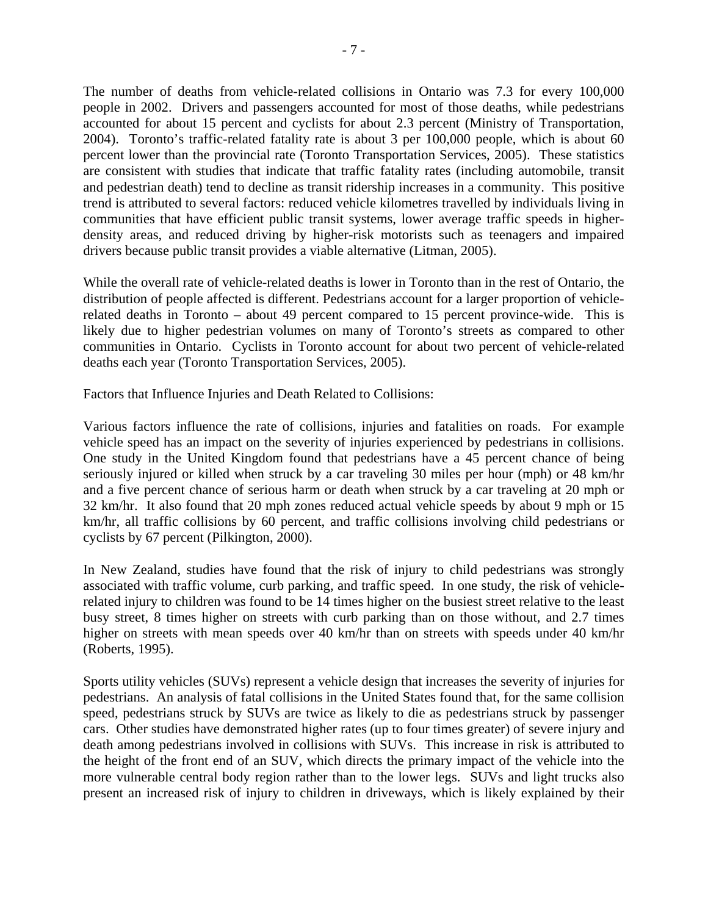The number of deaths from vehicle-related collisions in Ontario was 7.3 for every 100,000 people in 2002. Drivers and passengers accounted for most of those deaths, while pedestrians accounted for about 15 percent and cyclists for about 2.3 percent (Ministry of Transportation, 2004). Toronto's traffic-related fatality rate is about 3 per 100,000 people, which is about 60 percent lower than the provincial rate (Toronto Transportation Services, 2005). These statistics are consistent with studies that indicate that traffic fatality rates (including automobile, transit and pedestrian death) tend to decline as transit ridership increases in a community. This positive trend is attributed to several factors: reduced vehicle kilometres travelled by individuals living in communities that have efficient public transit systems, lower average traffic speeds in higher-density areas, and reduced driving by higher-risk motorists such as teenagers and impaired drivers because public transit provides a viable alternative (Litman, 2005).

While the overall rate of vehicle-related deaths is lower in Toronto than in the rest of Ontario, the distribution of people affected is different. Pedestrians account for a larger proportion of vehicle-related deaths in Toronto – about 49 percent compared to 15 percent province-wide. This is likely due to higher pedestrian volumes on many of Toronto's streets as compared to other communities in Ontario. Cyclists in Toronto account for about two percent of vehicle-related deaths each year (Toronto Transportation Services, 2005).

Factors that Influence Injuries and Death Related to Collisions:

Various factors influence the rate of collisions, injuries and fatalities on roads. For example vehicle speed has an impact on the severity of injuries experienced by pedestrians in collisions. One study in the United Kingdom found that pedestrians have a 45 percent chance of being seriously injured or killed when struck by a car traveling 30 miles per hour (mph) or 48 km/hr and a five percent chance of serious harm or death when struck by a car traveling at 20 mph or 32 km/hr. It also found that 20 mph zones reduced actual vehicle speeds by about 9 mph or 15 km/hr, all traffic collisions by 60 percent, and traffic collisions involving child pedestrians or cyclists by 67 percent (Pilkington, 2000).

In New Zealand, studies have found that the risk of injury to child pedestrians was strongly associated with traffic volume, curb parking, and traffic speed. In one study, the risk of vehicle-related injury to children was found to be 14 times higher on the busiest street relative to the least busy street, 8 times higher on streets with curb parking than on those without, and 2.7 times higher on streets with mean speeds over 40 km/hr than on streets with speeds under 40 km/hr (Roberts, 1995).

Sports utility vehicles (SUVs) represent a vehicle design that increases the severity of injuries for pedestrians. An analysis of fatal collisions in the United States found that, for the same collision speed, pedestrians struck by SUVs are twice as likely to die as pedestrians struck by passenger cars. Other studies have demonstrated higher rates (up to four times greater) of severe injury and death among pedestrians involved in collisions with SUVs. This increase in risk is attributed to the height of the front end of an SUV, which directs the primary impact of the vehicle into the more vulnerable central body region rather than to the lower legs. SUVs and light trucks also present an increased risk of injury to children in driveways, which is likely explained by their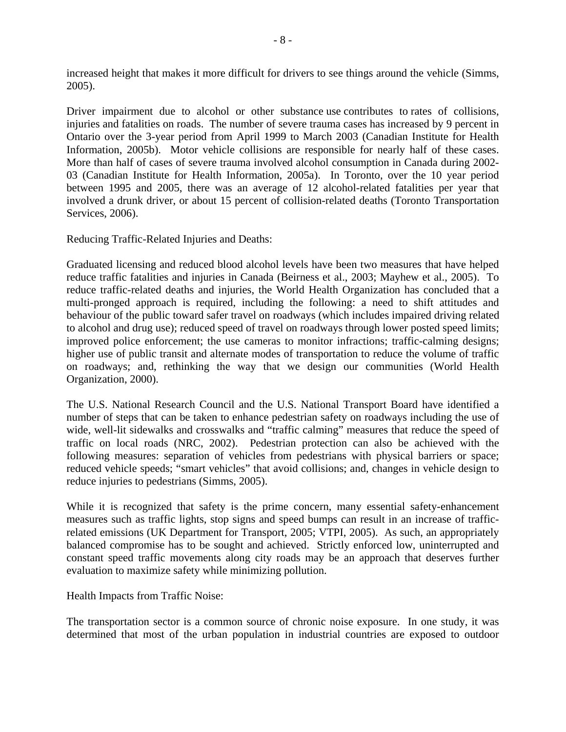increased height that makes it more difficult for drivers to see things around the vehicle (Simms, 2005).

Driver impairment due to alcohol or other substance use contributes to rates of collisions, injuries and fatalities on roads. The number of severe trauma cases has increased by 9 percent in Ontario over the 3-year period from April 1999 to March 2003 (Canadian Institute for Health Information, 2005b). Motor vehicle collisions are responsible for nearly half of these cases. More than half of cases of severe trauma involved alcohol consumption in Canada during 2002-03 (Canadian Institute for Health Information, 2005a). In Toronto, over the 10 year period between 1995 and 2005, there was an average of 12 alcohol-related fatalities per year that involved a drunk driver, or about 15 percent of collision-related deaths (Toronto Transportation Services, 2006).

Reducing Traffic-Related Injuries and Deaths:

Graduated licensing and reduced blood alcohol levels have been two measures that have helped reduce traffic fatalities and injuries in Canada (Beirness et al., 2003; Mayhew et al., 2005). To reduce traffic-related deaths and injuries, the World Health Organization has concluded that a multi-pronged approach is required, including the following: a need to shift attitudes and behaviour of the public toward safer travel on roadways (which includes impaired driving related to alcohol and drug use); reduced speed of travel on roadways through lower posted speed limits; improved police enforcement; the use cameras to monitor infractions; traffic-calming designs; higher use of public transit and alternate modes of transportation to reduce the volume of traffic on roadways; and, rethinking the way that we design our communities (World Health Organization, 2000).

The U.S. National Research Council and the U.S. National Transport Board have identified a number of steps that can be taken to enhance pedestrian safety on roadways including the use of wide, well-lit sidewalks and crosswalks and "traffic calming" measures that reduce the speed of traffic on local roads (NRC, 2002). Pedestrian protection can also be achieved with the following measures: separation of vehicles from pedestrians with physical barriers or space; reduced vehicle speeds; "smart vehicles" that avoid collisions; and, changes in vehicle design to reduce injuries to pedestrians (Simms, 2005).

While it is recognized that safety is the prime concern, many essential safety-enhancement measures such as traffic lights, stop signs and speed bumps can result in an increase of traffic-related emissions (UK Department for Transport, 2005; VTPI, 2005). As such, an appropriately balanced compromise has to be sought and achieved. Strictly enforced low, uninterrupted and constant speed traffic movements along city roads may be an approach that deserves further evaluation to maximize safety while minimizing pollution.

Health Impacts from Traffic Noise:

The transportation sector is a common source of chronic noise exposure. In one study, it was determined that most of the urban population in industrial countries are exposed to outdoor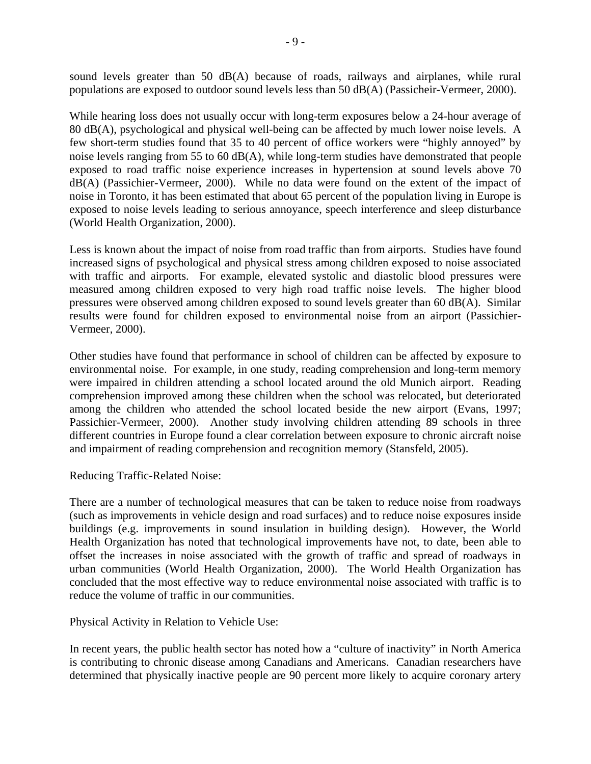sound levels greater than 50 dB(A) because of roads, railways and airplanes, while rural populations are exposed to outdoor sound levels less than 50 dB(A) (Passicheir-Vermeer, 2000).

While hearing loss does not usually occur with long-term exposures below a 24-hour average of 80 dB(A), psychological and physical well-being can be affected by much lower noise levels. A few short-term studies found that 35 to 40 percent of office workers were "highly annoyed" by noise levels ranging from 55 to 60 dB(A), while long-term studies have demonstrated that people exposed to road traffic noise experience increases in hypertension at sound levels above 70 dB(A) (Passichier-Vermeer, 2000). While no data were found on the extent of the impact of noise in Toronto, it has been estimated that about 65 percent of the population living in Europe is exposed to noise levels leading to serious annoyance, speech interference and sleep disturbance (World Health Organization, 2000).

Less is known about the impact of noise from road traffic than from airports. Studies have found increased signs of psychological and physical stress among children exposed to noise associated with traffic and airports. For example, elevated systolic and diastolic blood pressures were measured among children exposed to very high road traffic noise levels. The higher blood pressures were observed among children exposed to sound levels greater than 60 dB(A). Similar results were found for children exposed to environmental noise from an airport (Passichier-Vermeer, 2000).

Other studies have found that performance in school of children can be affected by exposure to environmental noise. For example, in one study, reading comprehension and long-term memory were impaired in children attending a school located around the old Munich airport. Reading comprehension improved among these children when the school was relocated, but deteriorated among the children who attended the school located beside the new airport (Evans, 1997; Passichier-Vermeer, 2000). Another study involving children attending 89 schools in three different countries in Europe found a clear correlation between exposure to chronic aircraft noise and impairment of reading comprehension and recognition memory (Stansfeld, 2005).

Reducing Traffic-Related Noise:

There are a number of technological measures that can be taken to reduce noise from roadways (such as improvements in vehicle design and road surfaces) and to reduce noise exposures inside buildings (e.g. improvements in sound insulation in building design). However, the World Health Organization has noted that technological improvements have not, to date, been able to offset the increases in noise associated with the growth of traffic and spread of roadways in urban communities (World Health Organization, 2000). The World Health Organization has concluded that the most effective way to reduce environmental noise associated with traffic is to reduce the volume of traffic in our communities.

Physical Activity in Relation to Vehicle Use:

In recent years, the public health sector has noted how a "culture of inactivity" in North America is contributing to chronic disease among Canadians and Americans. Canadian researchers have determined that physically inactive people are 90 percent more likely to acquire coronary artery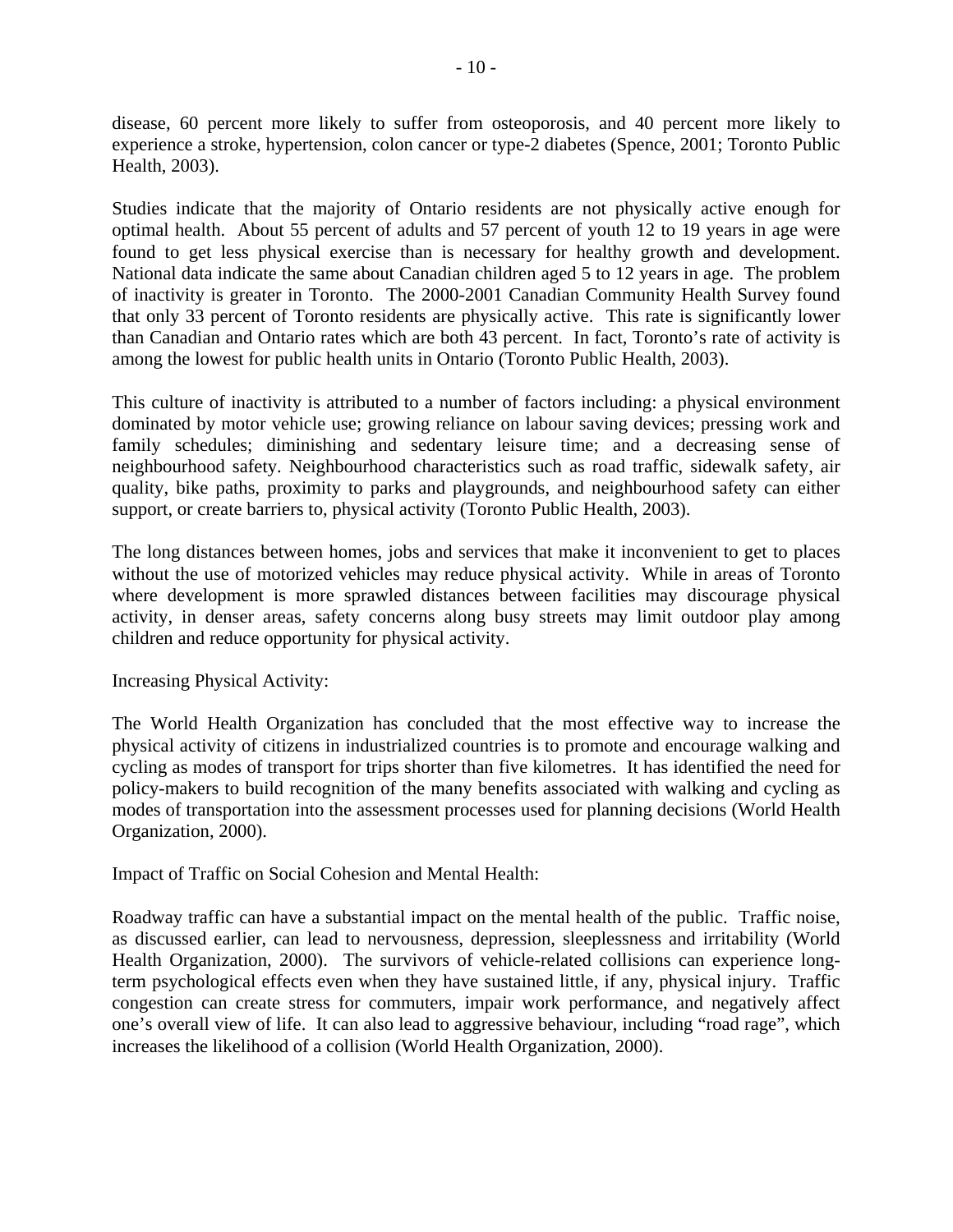disease, 60 percent more likely to suffer from osteoporosis, and 40 percent more likely to experience a stroke, hypertension, colon cancer or type-2 diabetes (Spence, 2001; Toronto Public Health, 2003).

Studies indicate that the majority of Ontario residents are not physically active enough for optimal health. About 55 percent of adults and 57 percent of youth 12 to 19 years in age were found to get less physical exercise than is necessary for healthy growth and development. National data indicate the same about Canadian children aged 5 to 12 years in age. The problem of inactivity is greater in Toronto. The 2000-2001 Canadian Community Health Survey found that only 33 percent of Toronto residents are physically active. This rate is significantly lower than Canadian and Ontario rates which are both 43 percent. In fact, Toronto's rate of activity is among the lowest for public health units in Ontario (Toronto Public Health, 2003).

This culture of inactivity is attributed to a number of factors including: a physical environment dominated by motor vehicle use; growing reliance on labour saving devices; pressing work and family schedules; diminishing and sedentary leisure time; and a decreasing sense of neighbourhood safety. Neighbourhood characteristics such as road traffic, sidewalk safety, air quality, bike paths, proximity to parks and playgrounds, and neighbourhood safety can either support, or create barriers to, physical activity (Toronto Public Health, 2003).

The long distances between homes, jobs and services that make it inconvenient to get to places without the use of motorized vehicles may reduce physical activity. While in areas of Toronto where development is more sprawled distances between facilities may discourage physical activity, in denser areas, safety concerns along busy streets may limit outdoor play among children and reduce opportunity for physical activity.

Increasing Physical Activity:

The World Health Organization has concluded that the most effective way to increase the physical activity of citizens in industrialized countries is to promote and encourage walking and cycling as modes of transport for trips shorter than five kilometres. It has identified the need for policy-makers to build recognition of the many benefits associated with walking and cycling as modes of transportation into the assessment processes used for planning decisions (World Health Organization, 2000).

Impact of Traffic on Social Cohesion and Mental Health:

Roadway traffic can have a substantial impact on the mental health of the public. Traffic noise, as discussed earlier, can lead to nervousness, depression, sleeplessness and irritability (World Health Organization, 2000). The survivors of vehicle-related collisions can experience long-term psychological effects even when they have sustained little, if any, physical injury. Traffic congestion can create stress for commuters, impair work performance, and negatively affect one's overall view of life. It can also lead to aggressive behaviour, including "road rage", which increases the likelihood of a collision (World Health Organization, 2000).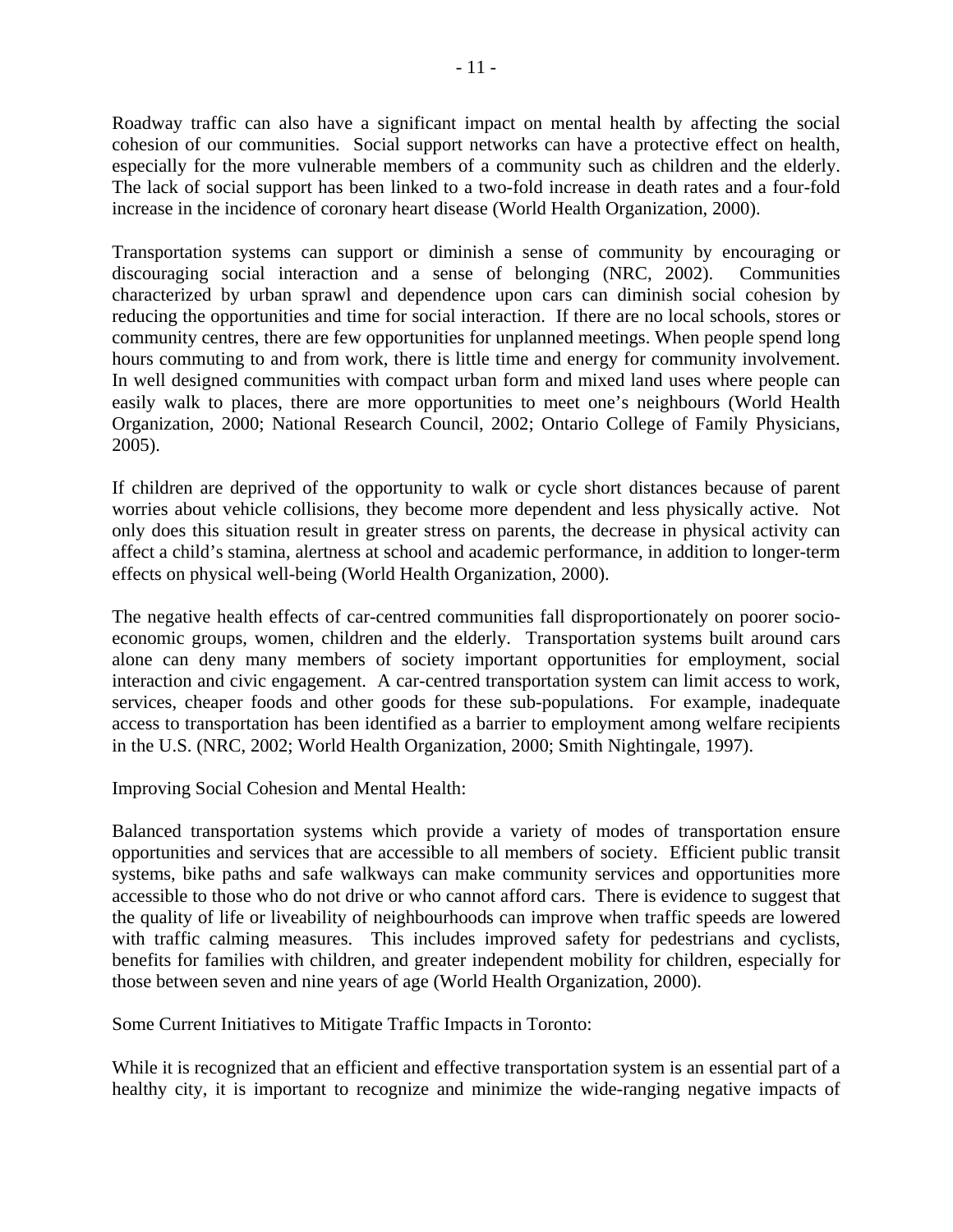Roadway traffic can also have a significant impact on mental health by affecting the social cohesion of our communities. Social support networks can have a protective effect on health, especially for the more vulnerable members of a community such as children and the elderly. The lack of social support has been linked to a two-fold increase in death rates and a four-fold increase in the incidence of coronary heart disease (World Health Organization, 2000).

Transportation systems can support or diminish a sense of community by encouraging or discouraging social interaction and a sense of belonging (NRC, 2002). Communities characterized by urban sprawl and dependence upon cars can diminish social cohesion by reducing the opportunities and time for social interaction. If there are no local schools, stores or community centres, there are few opportunities for unplanned meetings. When people spend long hours commuting to and from work, there is little time and energy for community involvement. In well designed communities with compact urban form and mixed land uses where people can easily walk to places, there are more opportunities to meet one's neighbours (World Health Organization, 2000; National Research Council, 2002; Ontario College of Family Physicians, 2005).

If children are deprived of the opportunity to walk or cycle short distances because of parent worries about vehicle collisions, they become more dependent and less physically active. Not only does this situation result in greater stress on parents, the decrease in physical activity can affect a child's stamina, alertness at school and academic performance, in addition to longer-term effects on physical well-being (World Health Organization, 2000).

The negative health effects of car-centred communities fall disproportionately on poorer socio-economic groups, women, children and the elderly. Transportation systems built around cars alone can deny many members of society important opportunities for employment, social interaction and civic engagement. A car-centred transportation system can limit access to work, services, cheaper foods and other goods for these sub-populations. For example, inadequate access to transportation has been identified as a barrier to employment among welfare recipients in the U.S. (NRC, 2002; World Health Organization, 2000; Smith Nightingale, 1997).

Improving Social Cohesion and Mental Health:

Balanced transportation systems which provide a variety of modes of transportation ensure opportunities and services that are accessible to all members of society. Efficient public transit systems, bike paths and safe walkways can make community services and opportunities more accessible to those who do not drive or who cannot afford cars. There is evidence to suggest that the quality of life or liveability of neighbourhoods can improve when traffic speeds are lowered with traffic calming measures. This includes improved safety for pedestrians and cyclists, benefits for families with children, and greater independent mobility for children, especially for those between seven and nine years of age (World Health Organization, 2000).

Some Current Initiatives to Mitigate Traffic Impacts in Toronto:

While it is recognized that an efficient and effective transportation system is an essential part of a healthy city, it is important to recognize and minimize the wide-ranging negative impacts of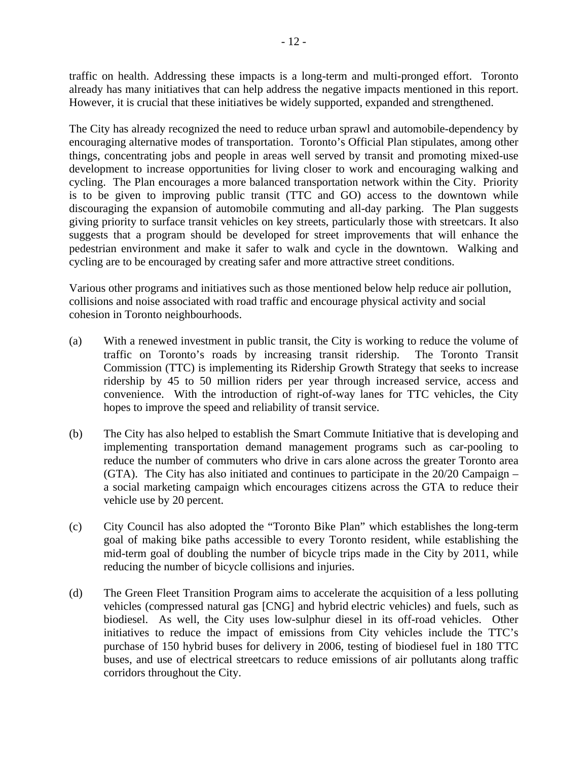traffic on health. Addressing these impacts is a long-term and multi-pronged effort. Toronto already has many initiatives that can help address the negative impacts mentioned in this report. However, it is crucial that these initiatives be widely supported, expanded and strengthened.

The City has already recognized the need to reduce urban sprawl and automobile-dependency by encouraging alternative modes of transportation. Toronto's Official Plan stipulates, among other things, concentrating jobs and people in areas well served by transit and promoting mixed-use development to increase opportunities for living closer to work and encouraging walking and cycling. The Plan encourages a more balanced transportation network within the City. Priority is to be given to improving public transit (TTC and GO) access to the downtown while discouraging the expansion of automobile commuting and all-day parking. The Plan suggests giving priority to surface transit vehicles on key streets, particularly those with streetcars. It also suggests that a program should be developed for street improvements that will enhance the pedestrian environment and make it safer to walk and cycle in the downtown. Walking and cycling are to be encouraged by creating safer and more attractive street conditions.

Various other programs and initiatives such as those mentioned below help reduce air pollution, collisions and noise associated with road traffic and encourage physical activity and social cohesion in Toronto neighbourhoods.

(a) With a renewed investment in public transit, the City is working to reduce the volume of traffic on Toronto's roads by increasing transit ridership. The Toronto Transit Commission (TTC) is implementing its Ridership Growth Strategy that seeks to increase ridership by 45 to 50 million riders per year through increased service, access and convenience. With the introduction of right-of-way lanes for TTC vehicles, the City hopes to improve the speed and reliability of transit service.

(b) The City has also helped to establish the Smart Commute Initiative that is developing and implementing transportation demand management programs such as car-pooling to reduce the number of commuters who drive in cars alone across the greater Toronto area (GTA). The City has also initiated and continues to participate in the 20/20 Campaign – a social marketing campaign which encourages citizens across the GTA to reduce their vehicle use by 20 percent.

(c) City Council has also adopted the "Toronto Bike Plan" which establishes the long-term goal of making bike paths accessible to every Toronto resident, while establishing the mid-term goal of doubling the number of bicycle trips made in the City by 2011, while reducing the number of bicycle collisions and injuries.

(d) The Green Fleet Transition Program aims to accelerate the acquisition of a less polluting vehicles (compressed natural gas [CNG] and hybrid electric vehicles) and fuels, such as biodiesel. As well, the City uses low-sulphur diesel in its off-road vehicles. Other initiatives to reduce the impact of emissions from City vehicles include the TTC's purchase of 150 hybrid buses for delivery in 2006, testing of biodiesel fuel in 180 TTC buses, and use of electrical streetcars to reduce emissions of air pollutants along traffic corridors throughout the City.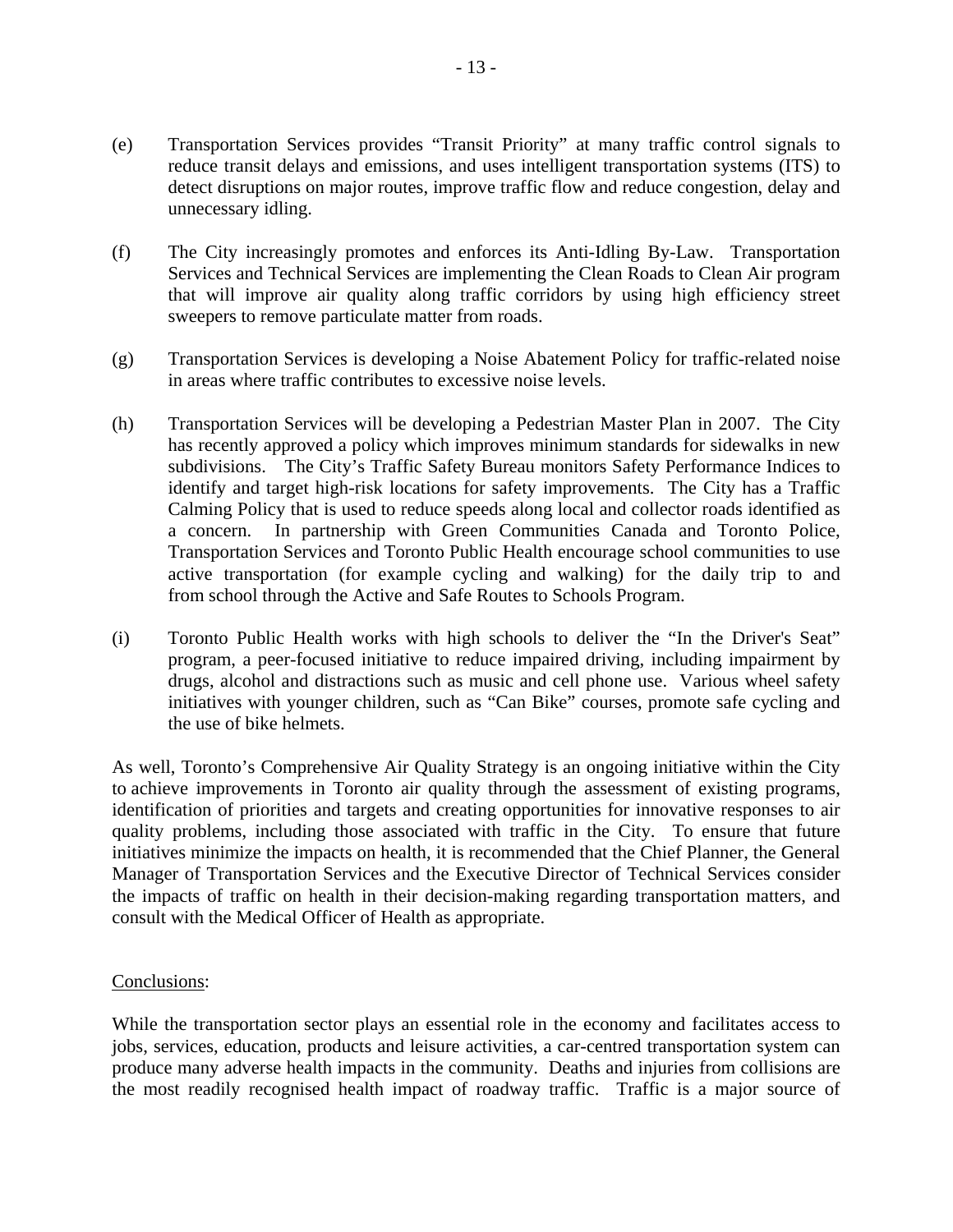(e) Transportation Services provides "Transit Priority" at many traffic control signals to reduce transit delays and emissions, and uses intelligent transportation systems (ITS) to detect disruptions on major routes, improve traffic flow and reduce congestion, delay and unnecessary idling.

(f) The City increasingly promotes and enforces its Anti-Idling By-Law. Transportation Services and Technical Services are implementing the Clean Roads to Clean Air program that will improve air quality along traffic corridors by using high efficiency street sweepers to remove particulate matter from roads.

(g) Transportation Services is developing a Noise Abatement Policy for traffic-related noise in areas where traffic contributes to excessive noise levels.

(h) Transportation Services will be developing a Pedestrian Master Plan in 2007. The City has recently approved a policy which improves minimum standards for sidewalks in new subdivisions. The City's Traffic Safety Bureau monitors Safety Performance Indices to identify and target high-risk locations for safety improvements. The City has a Traffic Calming Policy that is used to reduce speeds along local and collector roads identified as a concern. In partnership with Green Communities Canada and Toronto Police, Transportation Services and Toronto Public Health encourage school communities to use active transportation (for example cycling and walking) for the daily trip to and from school through the Active and Safe Routes to Schools Program.

(i) Toronto Public Health works with high schools to deliver the "In the Driver's Seat" program, a peer-focused initiative to reduce impaired driving, including impairment by drugs, alcohol and distractions such as music and cell phone use. Various wheel safety initiatives with younger children, such as "Can Bike" courses, promote safe cycling and the use of bike helmets.

As well, Toronto's Comprehensive Air Quality Strategy is an ongoing initiative within the City to achieve improvements in Toronto air quality through the assessment of existing programs, identification of priorities and targets and creating opportunities for innovative responses to air quality problems, including those associated with traffic in the City. To ensure that future initiatives minimize the impacts on health, it is recommended that the Chief Planner, the General Manager of Transportation Services and the Executive Director of Technical Services consider the impacts of traffic on health in their decision-making regarding transportation matters, and consult with the Medical Officer of Health as appropriate.

Conclusions:

While the transportation sector plays an essential role in the economy and facilitates access to jobs, services, education, products and leisure activities, a car-centred transportation system can produce many adverse health impacts in the community. Deaths and injuries from collisions are the most readily recognised health impact of roadway traffic. Traffic is a major source of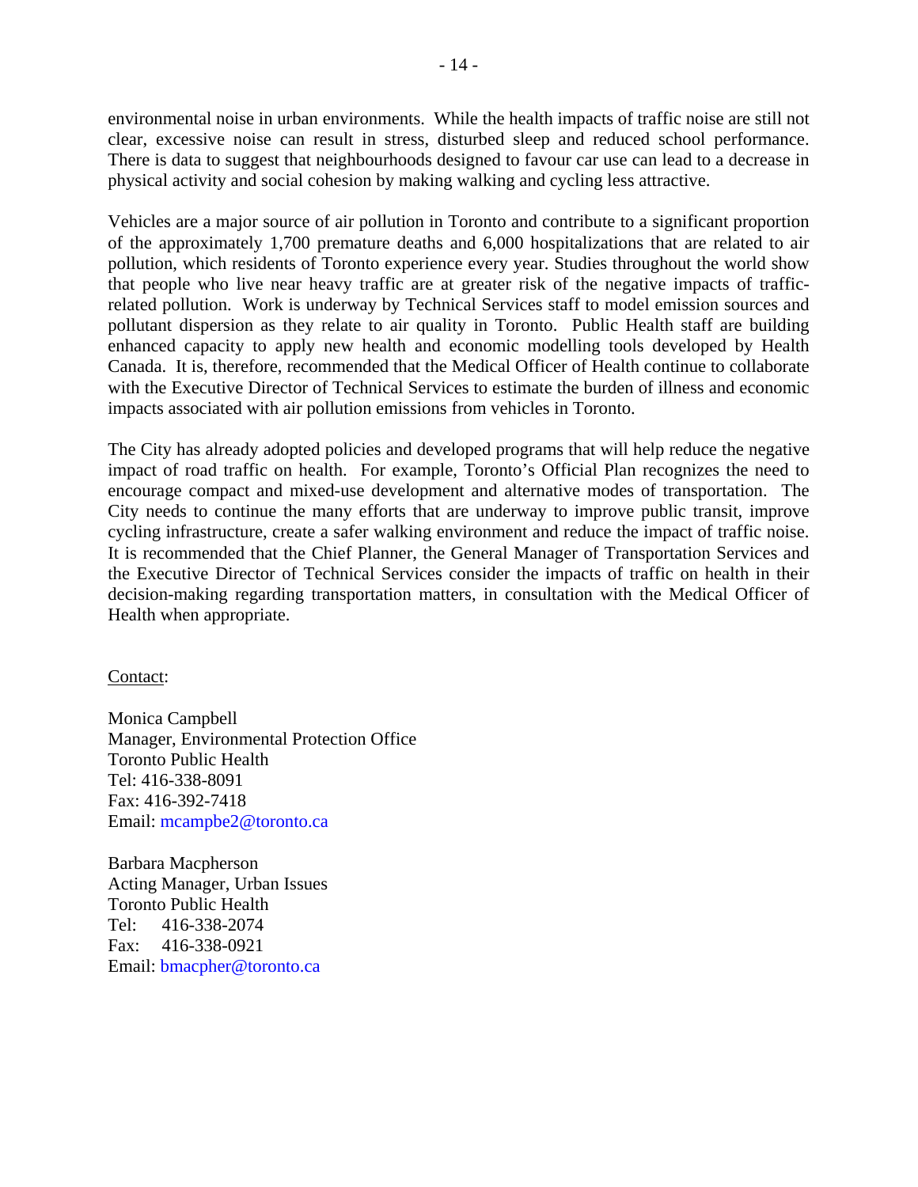environmental noise in urban environments. While the health impacts of traffic noise are still not clear, excessive noise can result in stress, disturbed sleep and reduced school performance. There is data to suggest that neighbourhoods designed to favour car use can lead to a decrease in physical activity and social cohesion by making walking and cycling less attractive.

Vehicles are a major source of air pollution in Toronto and contribute to a significant proportion of the approximately 1,700 premature deaths and 6,000 hospitalizations that are related to air pollution, which residents of Toronto experience every year. Studies throughout the world show that people who live near heavy traffic are at greater risk of the negative impacts of traffic-related pollution. Work is underway by Technical Services staff to model emission sources and pollutant dispersion as they relate to air quality in Toronto. Public Health staff are building enhanced capacity to apply new health and economic modelling tools developed by Health Canada. It is, therefore, recommended that the Medical Officer of Health continue to collaborate with the Executive Director of Technical Services to estimate the burden of illness and economic impacts associated with air pollution emissions from vehicles in Toronto.

The City has already adopted policies and developed programs that will help reduce the negative impact of road traffic on health. For example, Toronto's Official Plan recognizes the need to encourage compact and mixed-use development and alternative modes of transportation. The City needs to continue the many efforts that are underway to improve public transit, improve cycling infrastructure, create a safer walking environment and reduce the impact of traffic noise. It is recommended that the Chief Planner, the General Manager of Transportation Services and the Executive Director of Technical Services consider the impacts of traffic on health in their decision-making regarding transportation matters, in consultation with the Medical Officer of Health when appropriate.

Contact:

Monica Campbell
Manager, Environmental Protection Office
Toronto Public Health
Tel: 416-338-8091
Fax: 416-392-7418
Email: mcampbe2@toronto.ca

Barbara Macpherson
Acting Manager, Urban Issues
Toronto Public Health
Tel: 416-338-2074
Fax: 416-338-0921
Email: bmacpher@toronto.ca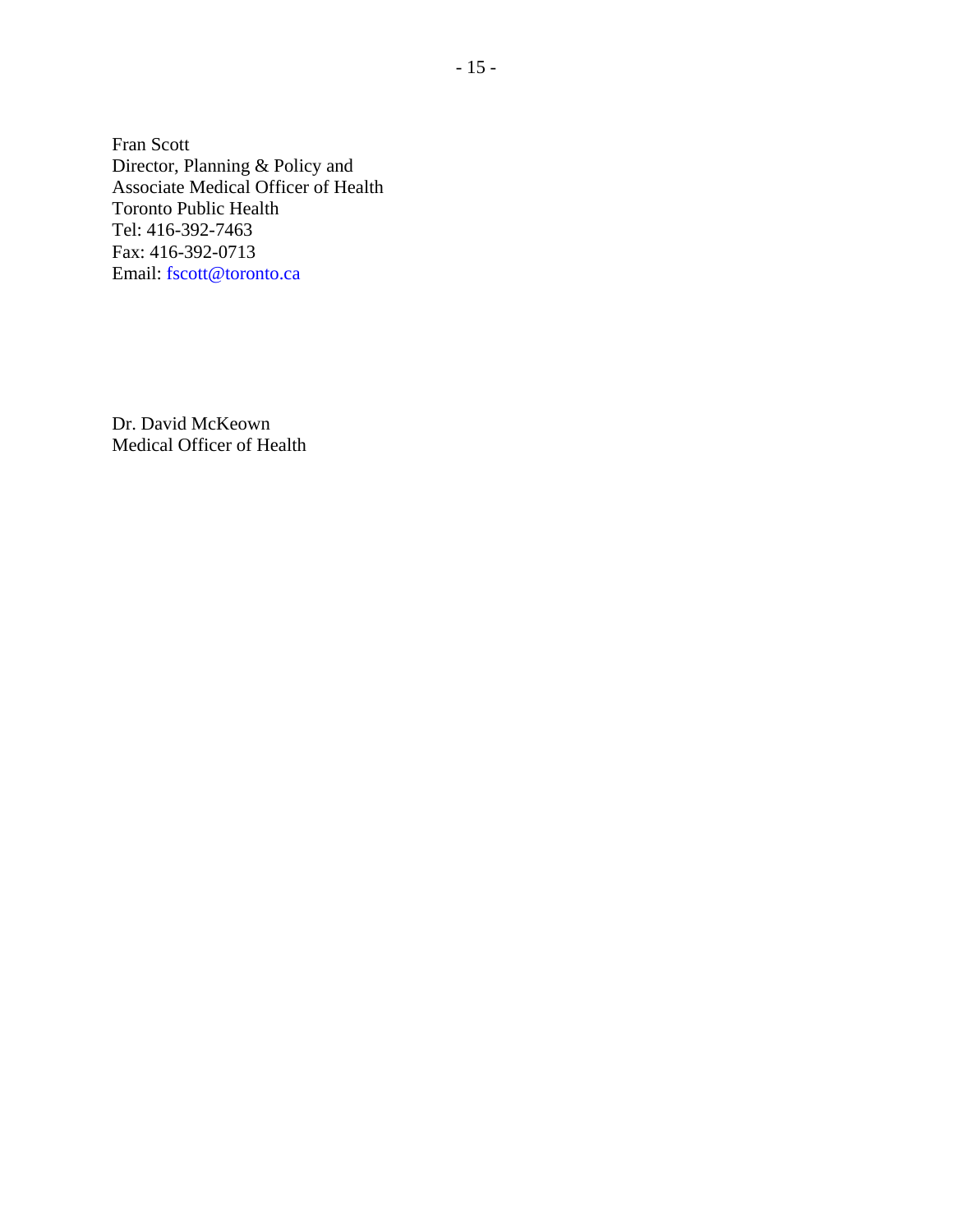Fran Scott
Director, Planning & Policy and
Associate Medical Officer of Health
Toronto Public Health
Tel: 416-392-7463
Fax: 416-392-0713
Email: fscott@toronto.ca

Dr. David McKeown
Medical Officer of Health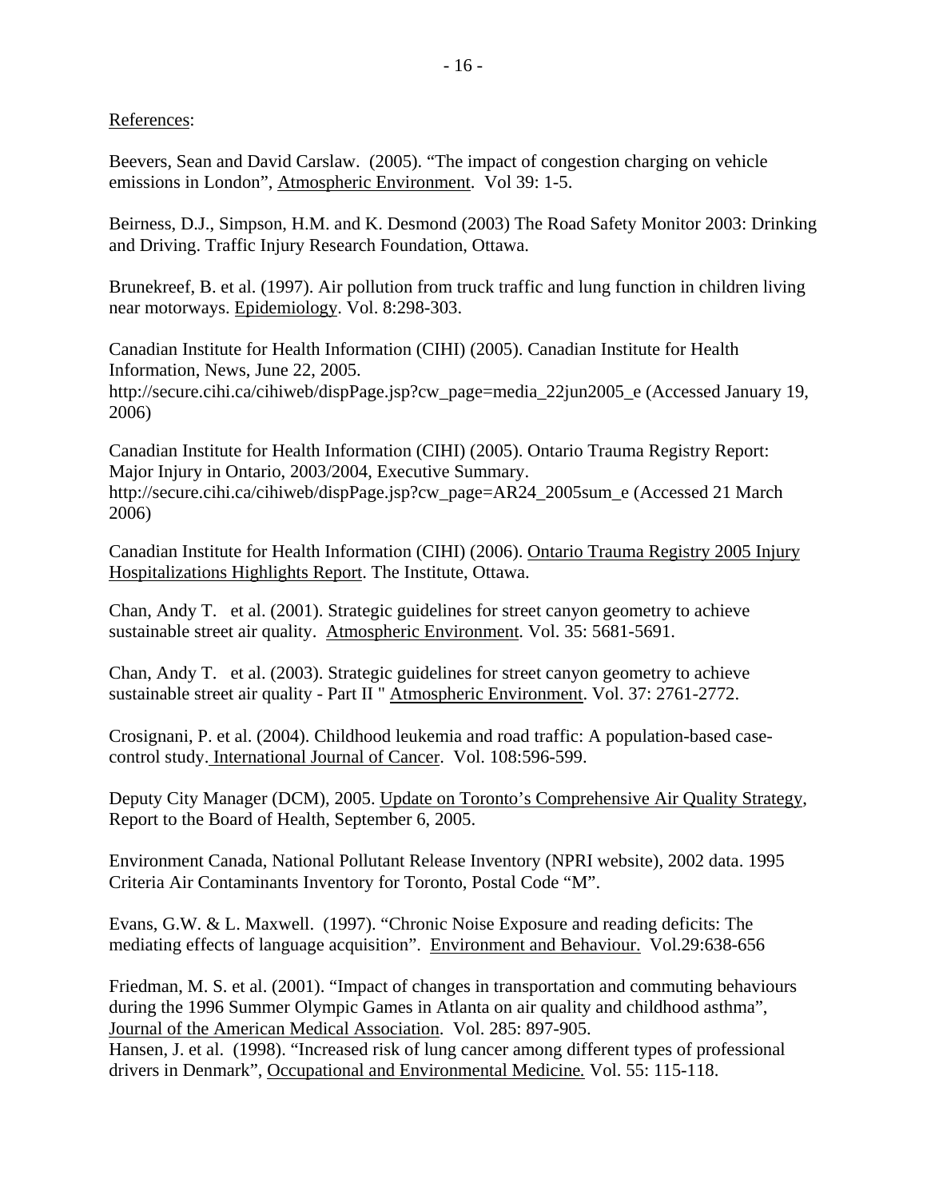References:

Beevers, Sean and David Carslaw. (2005). "The impact of congestion charging on vehicle emissions in London", Atmospheric Environment. Vol 39: 1-5.

Beirness, D.J., Simpson, H.M. and K. Desmond (2003) The Road Safety Monitor 2003: Drinking and Driving. Traffic Injury Research Foundation, Ottawa.

Brunekreef, B. et al. (1997). Air pollution from truck traffic and lung function in children living near motorways. Epidemiology. Vol. 8:298-303.

Canadian Institute for Health Information (CIHI) (2005). Canadian Institute for Health Information, News, June 22, 2005. http://secure.cihi.ca/cihiweb/dispPage.jsp?cw_page=media_22jun2005_e (Accessed January 19, 2006)

Canadian Institute for Health Information (CIHI) (2005). Ontario Trauma Registry Report: Major Injury in Ontario, 2003/2004, Executive Summary. http://secure.cihi.ca/cihiweb/dispPage.jsp?cw_page=AR24_2005sum_e (Accessed 21 March 2006)

Canadian Institute for Health Information (CIHI) (2006). Ontario Trauma Registry 2005 Injury Hospitalizations Highlights Report. The Institute, Ottawa.

Chan, Andy T. et al. (2001). Strategic guidelines for street canyon geometry to achieve sustainable street air quality. Atmospheric Environment. Vol. 35: 5681-5691.

Chan, Andy T. et al. (2003). Strategic guidelines for street canyon geometry to achieve sustainable street air quality - Part II " Atmospheric Environment. Vol. 37: 2761-2772.

Crosignani, P. et al. (2004). Childhood leukemia and road traffic: A population-based case-control study. International Journal of Cancer. Vol. 108:596-599.

Deputy City Manager (DCM), 2005. Update on Toronto's Comprehensive Air Quality Strategy, Report to the Board of Health, September 6, 2005.

Environment Canada, National Pollutant Release Inventory (NPRI website), 2002 data. 1995 Criteria Air Contaminants Inventory for Toronto, Postal Code "M".

Evans, G.W. & L. Maxwell. (1997). "Chronic Noise Exposure and reading deficits: The mediating effects of language acquisition". Environment and Behaviour. Vol.29:638-656

Friedman, M. S. et al. (2001). "Impact of changes in transportation and commuting behaviours during the 1996 Summer Olympic Games in Atlanta on air quality and childhood asthma", Journal of the American Medical Association. Vol. 285: 897-905.

Hansen, J. et al. (1998). "Increased risk of lung cancer among different types of professional drivers in Denmark", Occupational and Environmental Medicine. Vol. 55: 115-118.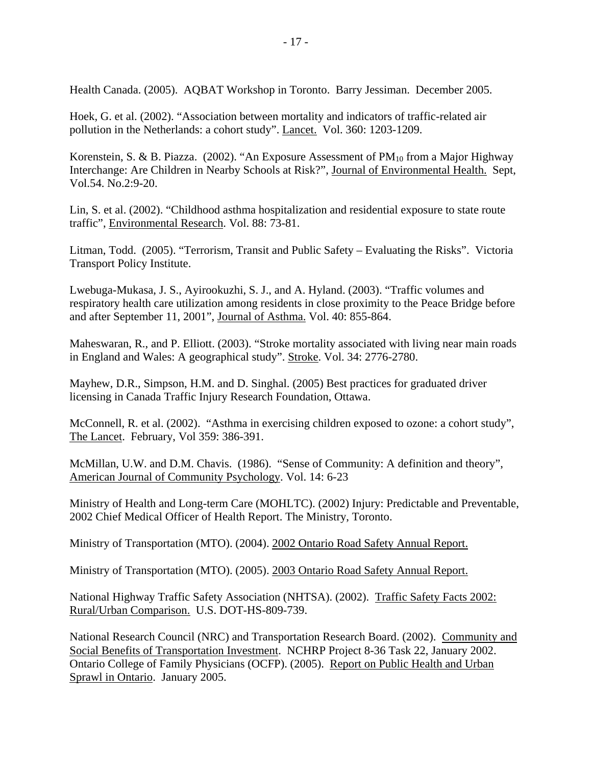Health Canada. (2005). AQBAT Workshop in Toronto. Barry Jessiman. December 2005.

Hoek, G. et al. (2002). "Association between mortality and indicators of traffic-related air pollution in the Netherlands: a cohort study". Lancet. Vol. 360: 1203-1209.

Korenstein, S. & B. Piazza. (2002). "An Exposure Assessment of $PM_{10}$ from a Major Highway Interchange: Are Children in Nearby Schools at Risk?", Journal of Environmental Health. Sept, Vol.54. No.2:9-20.

Lin, S. et al. (2002). "Childhood asthma hospitalization and residential exposure to state route traffic", Environmental Research. Vol. 88: 73-81.

Litman, Todd. (2005). "Terrorism, Transit and Public Safety – Evaluating the Risks". Victoria Transport Policy Institute.

Lwebuga-Mukasa, J. S., Ayirookuzhi, S. J., and A. Hyland. (2003). "Traffic volumes and respiratory health care utilization among residents in close proximity to the Peace Bridge before and after September 11, 2001", Journal of Asthma. Vol. 40: 855-864.

Maheswaran, R., and P. Elliott. (2003). "Stroke mortality associated with living near main roads in England and Wales: A geographical study". Stroke. Vol. 34: 2776-2780.

Mayhew, D.R., Simpson, H.M. and D. Singhal. (2005) Best practices for graduated driver licensing in Canada Traffic Injury Research Foundation, Ottawa.

McConnell, R. et al. (2002). "Asthma in exercising children exposed to ozone: a cohort study", The Lancet. February, Vol 359: 386-391.

McMillan, U.W. and D.M. Chavis. (1986). "Sense of Community: A definition and theory", American Journal of Community Psychology. Vol. 14: 6-23

Ministry of Health and Long-term Care (MOHLTC). (2002) Injury: Predictable and Preventable, 2002 Chief Medical Officer of Health Report. The Ministry, Toronto.

Ministry of Transportation (MTO). (2004). 2002 Ontario Road Safety Annual Report.

Ministry of Transportation (MTO). (2005). 2003 Ontario Road Safety Annual Report.

National Highway Traffic Safety Association (NHTSA). (2002). Traffic Safety Facts 2002: Rural/Urban Comparison. U.S. DOT-HS-809-739.

National Research Council (NRC) and Transportation Research Board. (2002). Community and Social Benefits of Transportation Investment. NCHRP Project 8-36 Task 22, January 2002.
Ontario College of Family Physicians (OCFP). (2005). Report on Public Health and Urban Sprawl in Ontario. January 2005.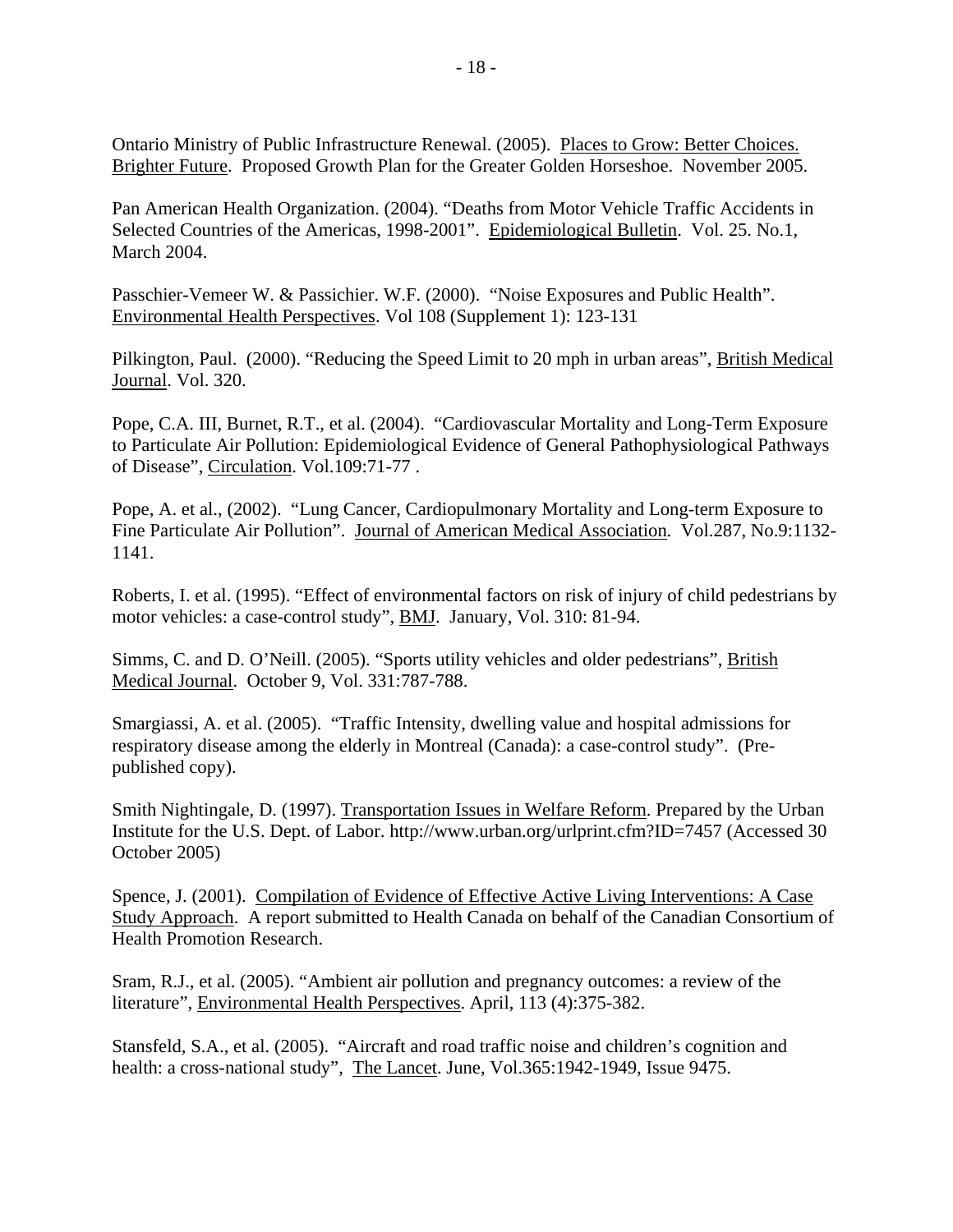Ontario Ministry of Public Infrastructure Renewal. (2005). Places to Grow: Better Choices. Brighter Future. Proposed Growth Plan for the Greater Golden Horseshoe. November 2005.

Pan American Health Organization. (2004). "Deaths from Motor Vehicle Traffic Accidents in Selected Countries of the Americas, 1998-2001". Epidemiological Bulletin. Vol. 25. No.1, March 2004.

Passchier-Vemeer W. & Passichier. W.F. (2000). "Noise Exposures and Public Health". Environmental Health Perspectives. Vol 108 (Supplement 1): 123-131

Pilkington, Paul. (2000). "Reducing the Speed Limit to 20 mph in urban areas", British Medical Journal. Vol. 320.

Pope, C.A. III, Burnet, R.T., et al. (2004). "Cardiovascular Mortality and Long-Term Exposure to Particulate Air Pollution: Epidemiological Evidence of General Pathophysiological Pathways of Disease", Circulation. Vol.109:71-77 .

Pope, A. et al., (2002). "Lung Cancer, Cardiopulmonary Mortality and Long-term Exposure to Fine Particulate Air Pollution". Journal of American Medical Association. Vol.287, No.9:1132-1141.

Roberts, I. et al. (1995). "Effect of environmental factors on risk of injury of child pedestrians by motor vehicles: a case-control study", BMJ. January, Vol. 310: 81-94.

Simms, C. and D. O'Neill. (2005). "Sports utility vehicles and older pedestrians", British Medical Journal. October 9, Vol. 331:787-788.

Smargiassi, A. et al. (2005). "Traffic Intensity, dwelling value and hospital admissions for respiratory disease among the elderly in Montreal (Canada): a case-control study". (Pre-published copy).

Smith Nightingale, D. (1997). Transportation Issues in Welfare Reform. Prepared by the Urban Institute for the U.S. Dept. of Labor. http://www.urban.org/urlprint.cfm?ID=7457 (Accessed 30 October 2005)

Spence, J. (2001). Compilation of Evidence of Effective Active Living Interventions: A Case Study Approach. A report submitted to Health Canada on behalf of the Canadian Consortium of Health Promotion Research.

Sram, R.J., et al. (2005). "Ambient air pollution and pregnancy outcomes: a review of the literature", Environmental Health Perspectives. April, 113 (4):375-382.

Stansfeld, S.A., et al. (2005). "Aircraft and road traffic noise and children's cognition and health: a cross-national study", The Lancet. June, Vol.365:1942-1949, Issue 9475.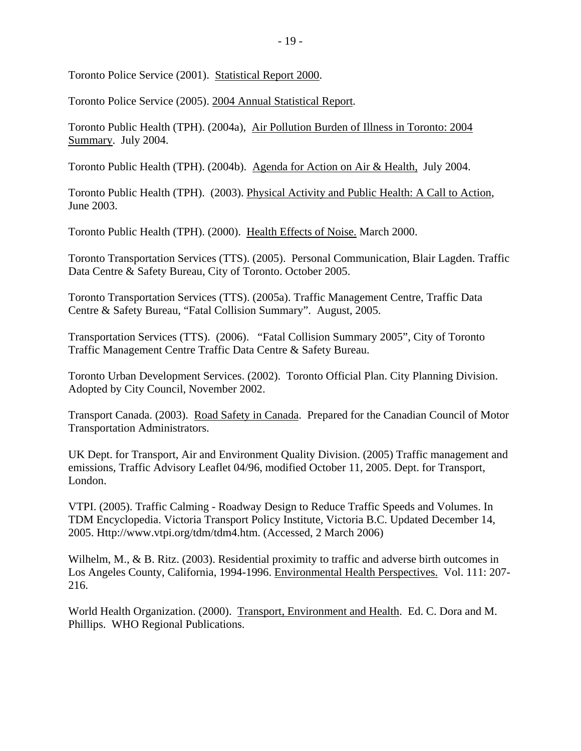Toronto Police Service (2001). Statistical Report 2000.

Toronto Police Service (2005). 2004 Annual Statistical Report.

Toronto Public Health (TPH). (2004a), Air Pollution Burden of Illness in Toronto: 2004 Summary. July 2004.

Toronto Public Health (TPH). (2004b). Agenda for Action on Air & Health, July 2004.

Toronto Public Health (TPH). (2003). Physical Activity and Public Health: A Call to Action, June 2003.

Toronto Public Health (TPH). (2000). Health Effects of Noise. March 2000.

Toronto Transportation Services (TTS). (2005). Personal Communication, Blair Lagden. Traffic Data Centre & Safety Bureau, City of Toronto. October 2005.

Toronto Transportation Services (TTS). (2005a). Traffic Management Centre, Traffic Data Centre & Safety Bureau, "Fatal Collision Summary". August, 2005.

Transportation Services (TTS). (2006). "Fatal Collision Summary 2005", City of Toronto Traffic Management Centre Traffic Data Centre & Safety Bureau.

Toronto Urban Development Services. (2002). Toronto Official Plan. City Planning Division. Adopted by City Council, November 2002.

Transport Canada. (2003). Road Safety in Canada. Prepared for the Canadian Council of Motor Transportation Administrators.

UK Dept. for Transport, Air and Environment Quality Division. (2005) Traffic management and emissions, Traffic Advisory Leaflet 04/96, modified October 11, 2005. Dept. for Transport, London.

VTPI. (2005). Traffic Calming - Roadway Design to Reduce Traffic Speeds and Volumes. In TDM Encyclopedia. Victoria Transport Policy Institute, Victoria B.C. Updated December 14, 2005. Http://www.vtpi.org/tdm/tdm4.htm. (Accessed, 2 March 2006)

Wilhelm, M., & B. Ritz. (2003). Residential proximity to traffic and adverse birth outcomes in Los Angeles County, California, 1994-1996. Environmental Health Perspectives. Vol. 111: 207-216.

World Health Organization. (2000). Transport, Environment and Health. Ed. C. Dora and M. Phillips. WHO Regional Publications.